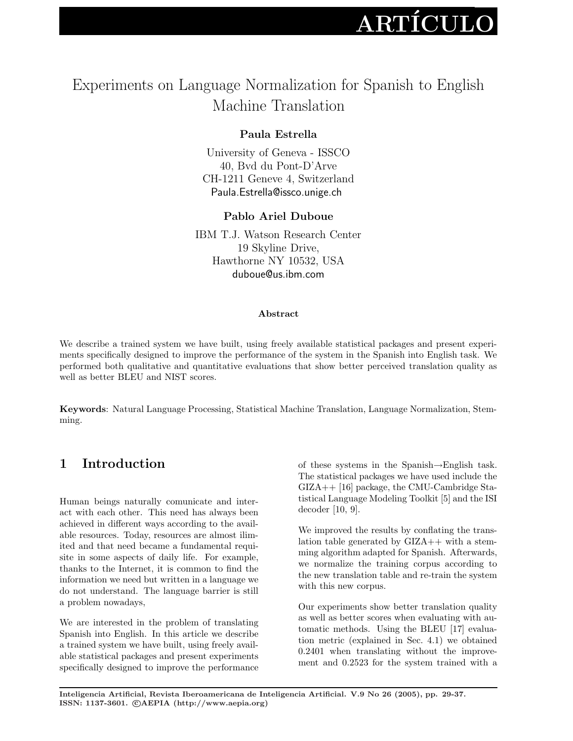ARTÍCULO

# Experiments on Language Normalization for Spanish to English Machine Translation

**Paula Estrella**

University of Geneva - ISSCO
40, Bvd du Pont-D'Arve
CH-1211 Geneve 4, Switzerland
Paula.Estrella@issco.unige.ch

**Pablo Ariel Duboue**

IBM T.J. Watson Research Center
19 Skyline Drive,
Hawthorne NY 10532, USA
duboue@us.ibm.com

**Abstract**

We describe a trained system we have built, using freely available statistical packages and present experiments specifically designed to improve the performance of the system in the Spanish into English task. We performed both qualitative and quantitative evaluations that show better perceived translation quality as well as better BLEU and NIST scores.

**Keywords**: Natural Language Processing, Statistical Machine Translation, Language Normalization, Stemming.

## 1 Introduction

Human beings naturally comunicate and interact with each other. This need has always been achieved in different ways according to the available resources. Today, resources are almost ilimited and that need became a fundamental requisite in some aspects of daily life. For example, thanks to the Internet, it is common to find the information we need but written in a language we do not understand. The language barrier is still a problem nowadays,

We are interested in the problem of translating Spanish into English. In this article we describe a trained system we have built, using freely available statistical packages and present experiments specifically designed to improve the performance of these systems in the Spanish→English task. The statistical packages we have used include the GIZA++ [16] package, the CMU-Cambridge Statistical Language Modeling Toolkit [5] and the ISI decoder [10, 9].

We improved the results by conflating the translation table generated by GIZA++ with a stemming algorithm adapted for Spanish. Afterwards, we normalize the training corpus according to the new translation table and re-train the system with this new corpus.

Our experiments show better translation quality as well as better scores when evaluating with automatic methods. Using the BLEU [17] evaluation metric (explained in Sec. 4.1) we obtained 0.2401 when translating without the improvement and 0.2523 for the system trained with a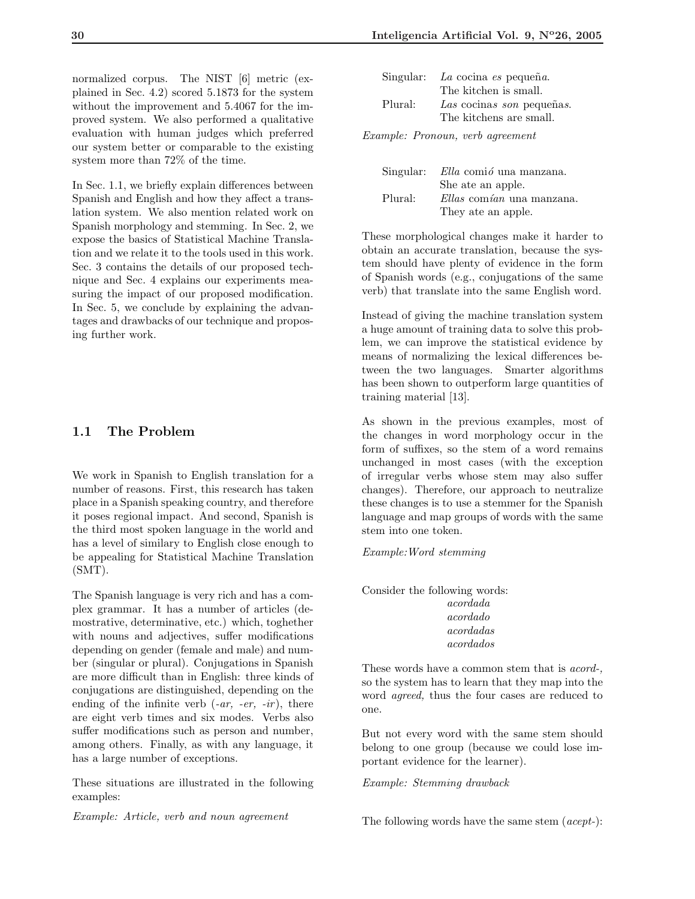normalized corpus. The NIST [6] metric (explained in Sec. 4.2) scored 5.1873 for the system without the improvement and 5.4067 for the improved system. We also performed a qualitative evaluation with human judges which preferred our system better or comparable to the existing system more than 72% of the time.

In Sec. 1.1, we briefly explain differences between Spanish and English and how they affect a translation system. We also mention related work on Spanish morphology and stemming. In Sec. 2, we expose the basics of Statistical Machine Translation and we relate it to the tools used in this work. Sec. 3 contains the details of our proposed technique and Sec. 4 explains our experiments measuring the impact of our proposed modification. In Sec. 5, we conclude by explaining the advantages and drawbacks of our technique and proposing further work.

## 1.1 The Problem

We work in Spanish to English translation for a number of reasons. First, this research has taken place in a Spanish speaking country, and therefore it poses regional impact. And second, Spanish is the third most spoken language in the world and has a level of similary to English close enough to be appealing for Statistical Machine Translation (SMT).

The Spanish language is very rich and has a complex grammar. It has a number of articles (demostrative, determinative, etc.) which, toghether with nouns and adjectives, suffer modifications depending on gender (female and male) and number (singular or plural). Conjugations in Spanish are more difficult than in English: three kinds of conjugations are distinguished, depending on the ending of the infinite verb (*-ar, -er, -ir*), there are eight verb times and six modes. Verbs also suffer modifications such as person and number, among others. Finally, as with any language, it has a large number of exceptions.

These situations are illustrated in the following examples:

*Example: Article, verb and noun agreement*

Singular: *La* cocina *es* pequeñ*a*.
The kitchen is small.
Plural: *Las* cocina*s* *son* pequeña*s*.
The kitchens are small.

*Example: Pronoun, verb agreement*

Singular: *Ella* comi*ó* una manzana.
She ate an apple.
Plural: *Ellas* com*ían* una manzana.
They ate an apple.

These morphological changes make it harder to obtain an accurate translation, because the system should have plenty of evidence in the form of Spanish words (e.g., conjugations of the same verb) that translate into the same English word.

Instead of giving the machine translation system a huge amount of training data to solve this problem, we can improve the statistical evidence by means of normalizing the lexical differences between the two languages. Smarter algorithms has been shown to outperform large quantities of training material [13].

As shown in the previous examples, most of the changes in word morphology occur in the form of suffixes, so the stem of a word remains unchanged in most cases (with the exception of irregular verbs whose stem may also suffer changes). Therefore, our approach to neutralize these changes is to use a stemmer for the Spanish language and map groups of words with the same stem into one token.

*Example:Word stemming*

Consider the following words:
*acordada*
*acordado*
*acordadas*
*acordados*

These words have a common stem that is *acord-,* so the system has to learn that they map into the word *agreed,* thus the four cases are reduced to one.

But not every word with the same stem should belong to one group (because we could lose important evidence for the learner).

*Example: Stemming drawback*

The following words have the same stem (*acept-*):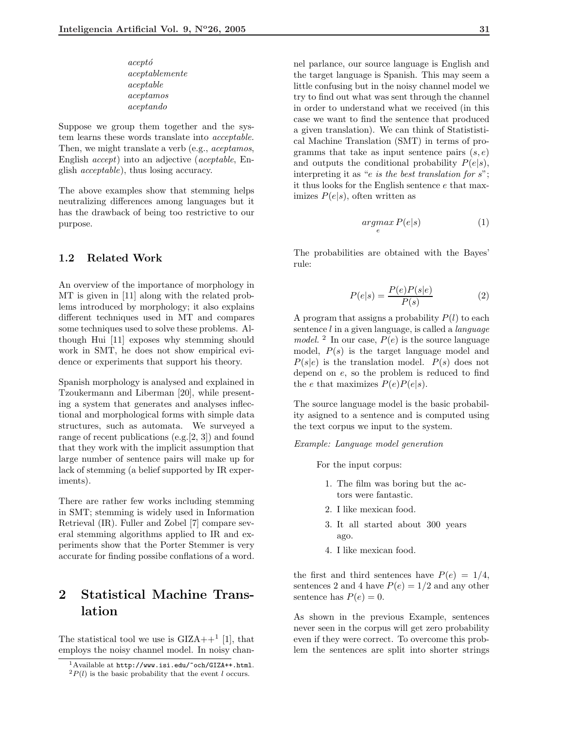*aceptó*
*aceptablemente*
*aceptable*
*aceptamos*
*aceptando*

Suppose we group them together and the system learns these words translate into *acceptable*. Then, we might translate a verb (e.g., *aceptamos*, English *accept*) into an adjective (*aceptable*, English *acceptable*), thus losing accuracy.

The above examples show that stemming helps neutralizing differences among languages but it has the drawback of being too restrictive to our purpose.

### 1.2 Related Work

An overview of the importance of morphology in MT is given in [11] along with the related problems introduced by morphology; it also explains different techniques used in MT and compares some techniques used to solve these problems. Although Hui [11] exposes why stemming should work in SMT, he does not show empirical evidence or experiments that support his theory.

Spanish morphology is analysed and explained in Tzoukermann and Liberman [20], while presenting a system that generates and analyses inflectional and morphological forms with simple data structures, such as automata. We surveyed a range of recent publications (e.g.[2, 3]) and found that they work with the implicit assumption that large number of sentence pairs will make up for lack of stemming (a belief supported by IR experiments).

There are rather few works including stemming in SMT; stemming is widely used in Information Retrieval (IR). Fuller and Zobel [7] compare several stemming algorithms applied to IR and experiments show that the Porter Stemmer is very accurate for finding possibe conflations of a word.

## 2 Statistical Machine Translation

The statistical tool we use is GIZA++[1] [1], that employs the noisy channel model. In noisy channel parlance, our source language is English and the target language is Spanish. This may seem a little confusing but in the noisy channel model we try to find out what was sent through the channel in order to understand what we received (in this case we want to find the sentence that produced a given translation). We can think of Statististical Machine Translation (SMT) in terms of programms that take as input sentence pairs $(s, e)$ and outputs the conditional probability $P(e|s)$, interpreting it as "*$e$ is the best translation for $s$*"; it thus looks for the English sentence $e$ that maximizes $P(e|s)$, often written as

$$\underset{e}{argmax}\, P(e|s) \tag{1}$$

The probabilities are obtained with the Bayes' rule:

$$P(e|s) = \frac{P(e)P(s|e)}{P(s)} \tag{2}$$

A program that assigns a probability $P(l)$ to each sentence $l$ in a given language, is called a *language model.* [2] In our case, $P(e)$ is the source language model, $P(s)$ is the target language model and $P(s|e)$ is the translation model. $P(s)$ does not depend on $e$, so the problem is reduced to find the $e$ that maximizes $P(e)P(e|s)$.

The source language model is the basic probability asigned to a sentence and is computed using the text corpus we input to the system.

*Example: Language model generation*

For the input corpus:

1. The film was boring but the actors were fantastic.
2. I like mexican food.
3. It all started about 300 years ago.
4. I like mexican food.

the first and third sentences have $P(e) = 1/4$, sentences 2 and 4 have $P(e) = 1/2$ and any other sentence has $P(e) = 0$.

As shown in the previous Example, sentences never seen in the corpus will get zero probability even if they were correct. To overcome this problem the sentences are split into shorter strings

[1] Available at http://www.isi.edu/~och/GIZA++.html.
[2] $P(l)$ is the basic probability that the event $l$ occurs.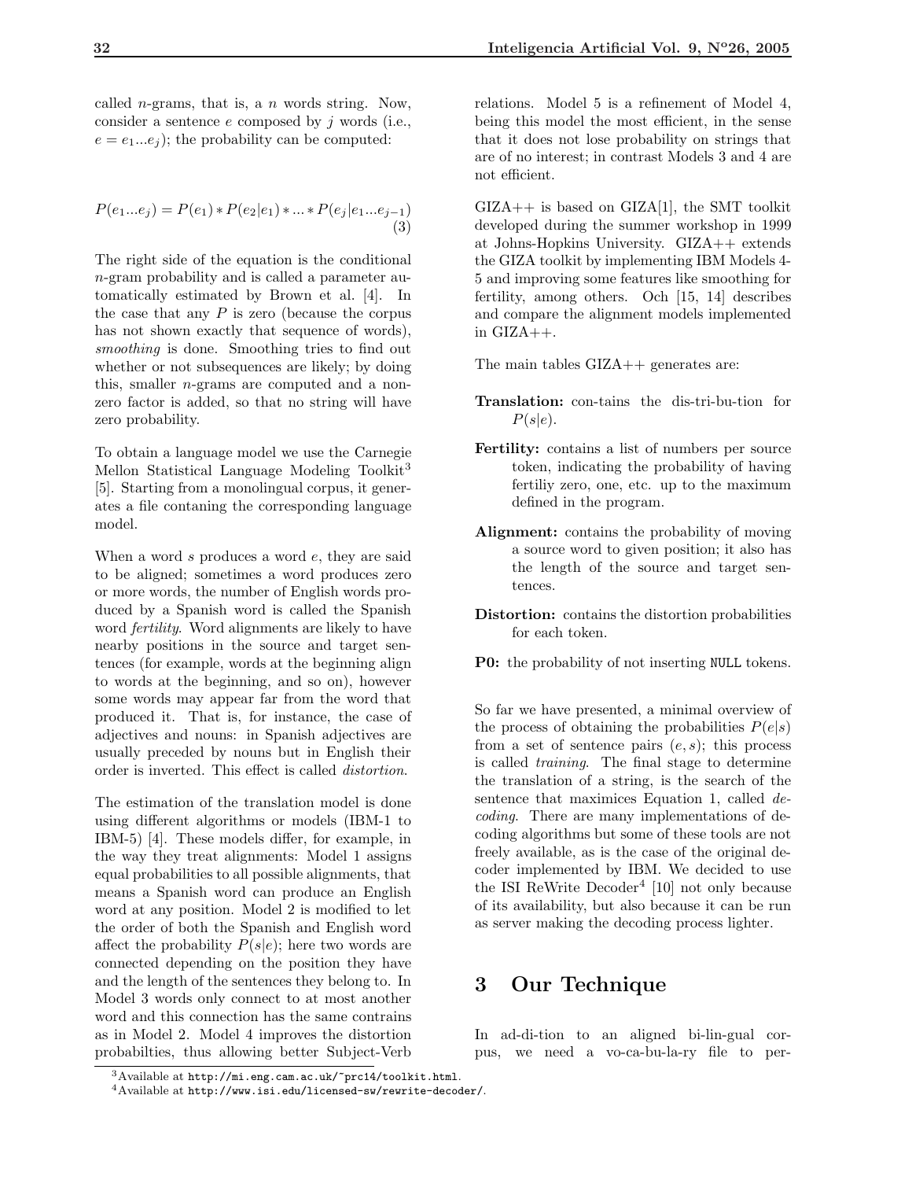called $n$-grams, that is, a $n$ words string. Now, consider a sentence $e$ composed by $j$ words (i.e., $e = e_1 ... e_j$); the probability can be computed:

$$P(e_1...e_j) = P(e_1) * P(e_2|e_1) * ... * P(e_j|e_1...e_{j-1}) \quad (3)$$

The right side of the equation is the conditional $n$-gram probability and is called a parameter automatically estimated by Brown et al. [4]. In the case that any $P$ is zero (because the corpus has not shown exactly that sequence of words), *smoothing* is done. Smoothing tries to find out whether or not subsequences are likely; by doing this, smaller $n$-grams are computed and a nonzero factor is added, so that no string will have zero probability.

To obtain a language model we use the Carnegie Mellon Statistical Language Modeling Toolkit[3] [5]. Starting from a monolingual corpus, it generates a file contaning the corresponding language model.

When a word $s$ produces a word $e$, they are said to be aligned; sometimes a word produces zero or more words, the number of English words produced by a Spanish word is called the Spanish word *fertility*. Word alignments are likely to have nearby positions in the source and target sentences (for example, words at the beginning align to words at the beginning, and so on), however some words may appear far from the word that produced it. That is, for instance, the case of adjectives and nouns: in Spanish adjectives are usually preceded by nouns but in English their order is inverted. This effect is called *distortion*.

The estimation of the translation model is done using different algorithms or models (IBM-1 to IBM-5) [4]. These models differ, for example, in the way they treat alignments: Model 1 assigns equal probabilities to all possible alignments, that means a Spanish word can produce an English word at any position. Model 2 is modified to let the order of both the Spanish and English word affect the probability $P(s|e)$; here two words are connected depending on the position they have and the length of the sentences they belong to. In Model 3 words only connect to at most another word and this connection has the same contrains as in Model 2. Model 4 improves the distortion probabilties, thus allowing better Subject-Verb relations. Model 5 is a refinement of Model 4, being this model the most efficient, in the sense that it does not lose probability on strings that are of no interest; in contrast Models 3 and 4 are not efficient.

GIZA++ is based on GIZA[1], the SMT toolkit developed during the summer workshop in 1999 at Johns-Hopkins University. GIZA++ extends the GIZA toolkit by implementing IBM Models 4-5 and improving some features like smoothing for fertility, among others. Och [15, 14] describes and compare the alignment models implemented in GIZA++.

The main tables GIZA++ generates are:

- **Translation:** contains the distribution for $P(s|e)$.
- **Fertility:** contains a list of numbers per source token, indicating the probability of having fertiliy zero, one, etc. up to the maximum defined in the program.
- **Alignment:** contains the probability of moving a source word to given position; it also has the length of the source and target sentences.
- **Distortion:** contains the distortion probabilities for each token.
- **P0:** the probability of not inserting `NULL` tokens.

So far we have presented, a minimal overview of the process of obtaining the probabilities $P(e|s)$ from a set of sentence pairs $(e, s)$; this process is called *training*. The final stage to determine the translation of a string, is the search of the sentence that maximices Equation 1, called *decoding*. There are many implementations of decoding algorithms but some of these tools are not freely available, as is the case of the original decoder implemented by IBM. We decided to use the ISI ReWrite Decoder[4] [10] not only because of its availability, but also because it can be run as server making the decoding process lighter.

## 3 Our Technique

In addition to an aligned bilingual corpus, we need a vocabulary file to per-

[3] Available at http://mi.eng.cam.ac.uk/~prc14/toolkit.html.

[4] Available at http://www.isi.edu/licensed-sw/rewrite-decoder/.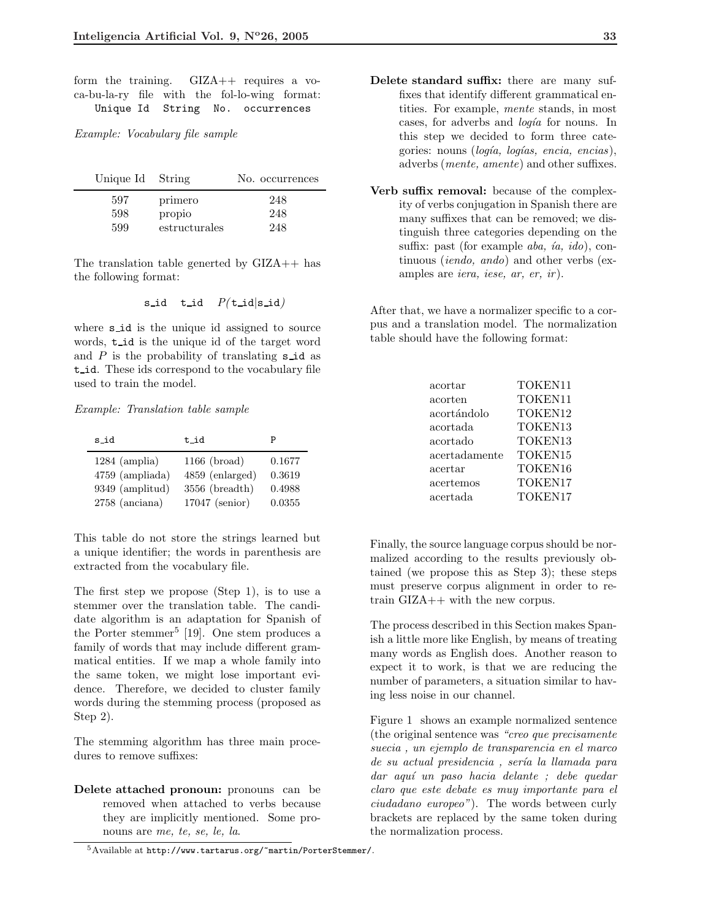form the training. GIZA++ requires a vo-ca-bu-la-ry file with the fol-lo-wing format:
`Unique Id   String   No. occurrences`

*Example: Vocabulary file sample*

| Unique Id | String | No. occurrences |
|---|---|---|
| 597 | primero | 248 |
| 598 | propio | 248 |
| 599 | estructurales | 248 |

The translation table generted by GIZA++ has the following format:

$$\texttt{s\_id} \quad \texttt{t\_id} \quad P(\texttt{t\_id}|\texttt{s\_id})$$

where `s_id` is the unique id assigned to source words, `t_id` is the unique id of the target word and $P$ is the probability of translating `s_id` as `t_id`. These ids correspond to the vocabulary file used to train the model.

*Example: Translation table sample*

| s_id | t_id | P |
|---|---|---|
| 1284 (amplia) | 1166 (broad) | 0.1677 |
| 4759 (ampliada) | 4859 (enlarged) | 0.3619 |
| 9349 (amplitud) | 3556 (breadth) | 0.4988 |
| 2758 (anciana) | 17047 (senior) | 0.0355 |

This table do not store the strings learned but a unique identifier; the words in parenthesis are extracted from the vocabulary file.

The first step we propose (Step 1), is to use a stemmer over the translation table. The candidate algorithm is an adaptation for Spanish of the Porter stemmer[5] [19]. One stem produces a family of words that may include different grammatical entities. If we map a whole family into the same token, we might lose important evidence. Therefore, we decided to cluster family words during the stemming process (proposed as Step 2).

The stemming algorithm has three main procedures to remove suffixes:

**Delete attached pronoun:** pronouns can be removed when attached to verbs because they are implicitly mentioned. Some pronouns are *me, te, se, le, la*.

**Delete standard suffix:** there are many suffixes that identify different grammatical entities. For example, *mente* stands, in most cases, for adverbs and *logía* for nouns. In this step we decided to form three categories: nouns (*logía, logías, encia, encias*), adverbs (*mente, amente*) and other suffixes.

**Verb suffix removal:** because of the complexity of verbs conjugation in Spanish there are many suffixes that can be removed; we distinguish three categories depending on the suffix: past (for example *aba, ía, ido*), continuous (*iendo, ando*) and other verbs (examples are *iera, iese, ar, er, ir*).

After that, we have a normalizer specific to a corpus and a translation model. The normalization table should have the following format:

| | |
|---|---|
| acortar | TOKEN11 |
| acorten | TOKEN11 |
| acortándolo | TOKEN12 |
| acortada | TOKEN13 |
| acortado | TOKEN13 |
| acertadamente | TOKEN15 |
| acertar | TOKEN16 |
| acertemos | TOKEN17 |
| acertada | TOKEN17 |

Finally, the source language corpus should be normalized according to the results previously obtained (we propose this as Step 3); these steps must preserve corpus alignment in order to retrain GIZA++ with the new corpus.

The process described in this Section makes Spanish a little more like English, by means of treating many words as English does. Another reason to expect it to work, is that we are reducing the number of parameters, a situation similar to having less noise in our channel.

Figure 1 shows an example normalized sentence (the original sentence was *"creo que precisamente suecia , un ejemplo de transparencia en el marco de su actual presidencia , sería la llamada para dar aquí un paso hacia delante ; debe quedar claro que este debate es muy importante para el ciudadano europeo"*). The words between curly brackets are replaced by the same token during the normalization process.

[5] Available at `http://www.tartarus.org/~martin/PorterStemmer/`.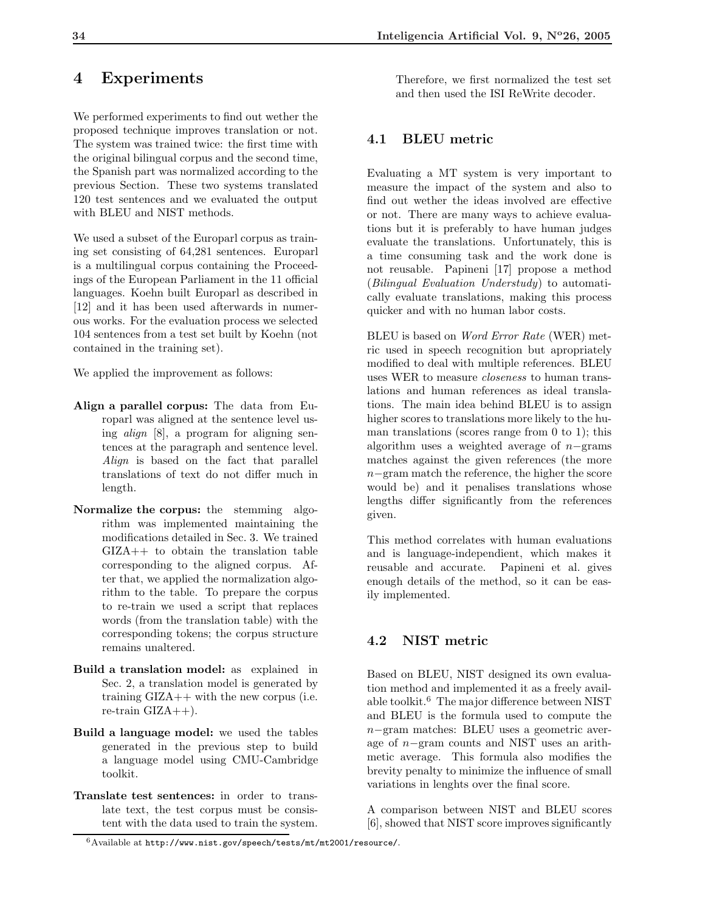# 4 Experiments

We performed experiments to find out wether the proposed technique improves translation or not. The system was trained twice: the first time with the original bilingual corpus and the second time, the Spanish part was normalized according to the previous Section. These two systems translated 120 test sentences and we evaluated the output with BLEU and NIST methods.

We used a subset of the Europarl corpus as training set consisting of 64,281 sentences. Europarl is a multilingual corpus containing the Proceedings of the European Parliament in the 11 official languages. Koehn built Europarl as described in [12] and it has been used afterwards in numerous works. For the evaluation process we selected 104 sentences from a test set built by Koehn (not contained in the training set).

We applied the improvement as follows:

**Align a parallel corpus:** The data from Europarl was aligned at the sentence level using *align* [8], a program for aligning sentences at the paragraph and sentence level. *Align* is based on the fact that parallel translations of text do not differ much in length.

**Normalize the corpus:** the stemming algorithm was implemented maintaining the modifications detailed in Sec. 3. We trained GIZA++ to obtain the translation table corresponding to the aligned corpus. After that, we applied the normalization algorithm to the table. To prepare the corpus to re-train we used a script that replaces words (from the translation table) with the corresponding tokens; the corpus structure remains unaltered.

**Build a translation model:** as explained in Sec. 2, a translation model is generated by training GIZA++ with the new corpus (i.e. re-train GIZA++).

**Build a language model:** we used the tables generated in the previous step to build a language model using CMU-Cambridge toolkit.

**Translate test sentences:** in order to translate text, the test corpus must be consistent with the data used to train the system. Therefore, we first normalized the test set and then used the ISI ReWrite decoder.

## 4.1 BLEU metric

Evaluating a MT system is very important to measure the impact of the system and also to find out wether the ideas involved are effective or not. There are many ways to achieve evaluations but it is preferably to have human judges evaluate the translations. Unfortunately, this is a time consuming task and the work done is not reusable. Papineni [17] propose a method (*Bilingual Evaluation Understudy*) to automatically evaluate translations, making this process quicker and with no human labor costs.

BLEU is based on *Word Error Rate* (WER) metric used in speech recognition but apropriately modified to deal with multiple references. BLEU uses WER to measure *closeness* to human translations and human references as ideal translations. The main idea behind BLEU is to assign higher scores to translations more likely to the human translations (scores range from 0 to 1); this algorithm uses a weighted average of $n$−grams matches against the given references (the more $n$−gram match the reference, the higher the score would be) and it penalises translations whose lengths differ significantly from the references given.

This method correlates with human evaluations and is language-independient, which makes it reusable and accurate. Papineni et al. gives enough details of the method, so it can be easily implemented.

## 4.2 NIST metric

Based on BLEU, NIST designed its own evaluation method and implemented it as a freely available toolkit.[6] The major difference between NIST and BLEU is the formula used to compute the $n$−gram matches: BLEU uses a geometric average of $n$−gram counts and NIST uses an arithmetic average. This formula also modifies the brevity penalty to minimize the influence of small variations in lenghts over the final score.

A comparison between NIST and BLEU scores [6], showed that NIST score improves significantly

[6] Available at http://www.nist.gov/speech/tests/mt/mt2001/resource/.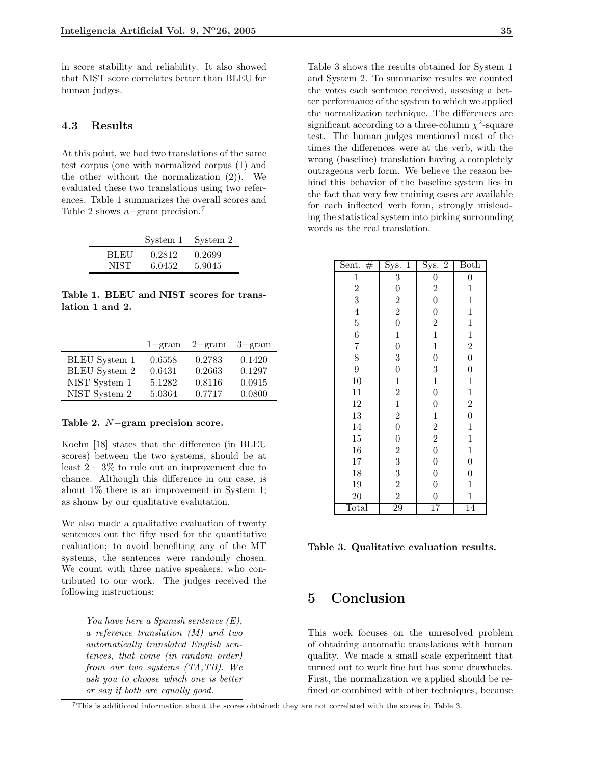in score stability and reliability. It also showed that NIST score correlates better than BLEU for human judges.

### 4.3 Results

At this point, we had two translations of the same test corpus (one with normalized corpus (1) and the other without the normalization (2)). We evaluated these two translations using two references. Table 1 summarizes the overall scores and Table 2 shows $n-$gram precision.[7]

| | System 1 | System 2 |
|---|---|---|
| BLEU | 0.2812 | 0.2699 |
| NIST | 6.0452 | 5.9045 |

**Table 1. BLEU and NIST scores for translation 1 and 2.**

| | 1−gram | 2−gram | 3−gram |
|---|---|---|---|
| BLEU System 1 | 0.6558 | 0.2783 | 0.1420 |
| BLEU System 2 | 0.6431 | 0.2663 | 0.1297 |
| NIST System 1 | 5.1282 | 0.8116 | 0.0915 |
| NIST System 2 | 5.0364 | 0.7717 | 0.0800 |

**Table 2. $N-$gram precision score.**

Koehn [18] states that the difference (in BLEU scores) between the two systems, should be at least $2-3\%$ to rule out an improvement due to chance. Although this difference in our case, is about 1% there is an improvement in System 1; as shonw by our qualitative evalutation.

We also made a qualitative evaluation of twenty sentences out the fifty used for the quantitative evaluation; to avoid benefiting any of the MT systems, the sentences were randomly chosen. We count with three native speakers, who contributed to our work. The judges received the following instructions:

> *You have here a Spanish sentence (E), a reference translation (M) and two automatically translated English sentences, that come (in random order) from our two systems (TA,TB). We ask you to choose which one is better or say if both are equally good.*

Table 3 shows the results obtained for System 1 and System 2. To summarize results we counted the votes each sentence received, assesing a better performance of the system to which we applied the normalization technique. The differences are significant according to a three-column $\chi^2$-square test. The human judges mentioned most of the times the differences were at the verb, with the wrong (baseline) translation having a completely outrageous verb form. We believe the reason behind this behavior of the baseline system lies in the fact that very few training cases are available for each inflected verb form, strongly misleading the statistical system into picking surrounding words as the real translation.

| Sent. # | Sys. 1 | Sys. 2 | Both |
|---|---|---|---|
| 1 | 3 | 0 | 0 |
| 2 | 0 | 2 | 1 |
| 3 | 2 | 0 | 1 |
| 4 | 2 | 0 | 1 |
| 5 | 0 | 2 | 1 |
| 6 | 1 | 1 | 1 |
| 7 | 0 | 1 | 2 |
| 8 | 3 | 0 | 0 |
| 9 | 0 | 3 | 0 |
| 10 | 1 | 1 | 1 |
| 11 | 2 | 0 | 1 |
| 12 | 1 | 0 | 2 |
| 13 | 2 | 1 | 0 |
| 14 | 0 | 2 | 1 |
| 15 | 0 | 2 | 1 |
| 16 | 2 | 0 | 1 |
| 17 | 3 | 0 | 0 |
| 18 | 3 | 0 | 0 |
| 19 | 2 | 0 | 1 |
| 20 | 2 | 0 | 1 |
| Total | 29 | 17 | 14 |

**Table 3. Qualitative evaluation results.**

## 5 Conclusion

This work focuses on the unresolved problem of obtaining automatic translations with human quality. We made a small scale experiment that turned out to work fine but has some drawbacks. First, the normalization we applied should be refined or combined with other techniques, because

[7] This is additional information about the scores obtained; they are not correlated with the scores in Table 3.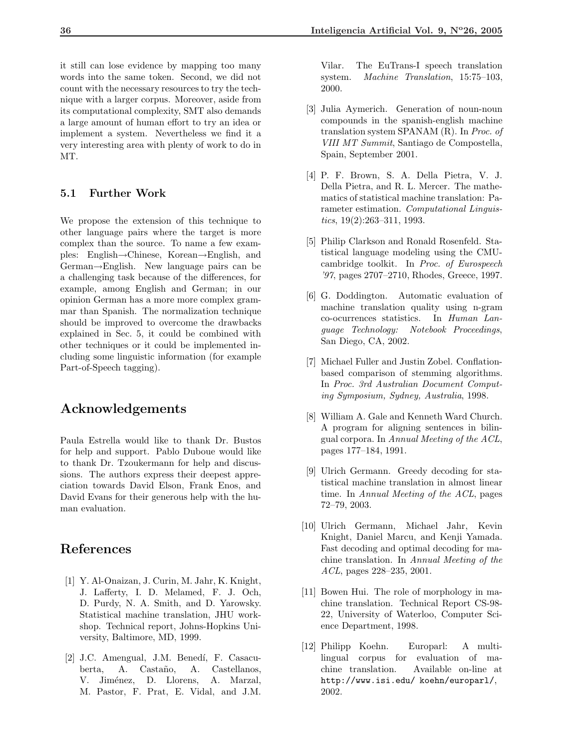it still can lose evidence by mapping too many words into the same token. Second, we did not count with the necessary resources to try the technique with a larger corpus. Moreover, aside from its computational complexity, SMT also demands a large amount of human effort to try an idea or implement a system. Nevertheless we find it a very interesting area with plenty of work to do in MT.

### 5.1 Further Work

We propose the extension of this technique to other language pairs where the target is more complex than the source. To name a few examples: English→Chinese, Korean→English, and German→English. New language pairs can be a challenging task because of the differences, for example, among English and German; in our opinion German has a more more complex grammar than Spanish. The normalization technique should be improved to overcome the drawbacks explained in Sec. 5, it could be combined with other techniques or it could be implemented including some linguistic information (for example Part-of-Speech tagging).

## Acknowledgements

Paula Estrella would like to thank Dr. Bustos for help and support. Pablo Duboue would like to thank Dr. Tzoukermann for help and discussions. The authors express their deepest appreciation towards David Elson, Frank Enos, and David Evans for their generous help with the human evaluation.

## References

[1] Y. Al-Onaizan, J. Curin, M. Jahr, K. Knight, J. Lafferty, I. D. Melamed, F. J. Och, D. Purdy, N. A. Smith, and D. Yarowsky. Statistical machine translation, JHU workshop. Technical report, Johns-Hopkins University, Baltimore, MD, 1999.

[2] J.C. Amengual, J.M. Benedí, F. Casacuberta, A. Castaño, A. Castellanos, V. Jiménez, D. Llorens, A. Marzal, M. Pastor, F. Prat, E. Vidal, and J.M. Vilar. The EuTrans-I speech translation system. *Machine Translation*, 15:75–103, 2000.

[3] Julia Aymerich. Generation of noun-noun compounds in the spanish-english machine translation system SPANAM (R). In *Proc. of VIII MT Summit*, Santiago de Compostella, Spain, September 2001.

[4] P. F. Brown, S. A. Della Pietra, V. J. Della Pietra, and R. L. Mercer. The mathematics of statistical machine translation: Parameter estimation. *Computational Linguistics*, 19(2):263–311, 1993.

[5] Philip Clarkson and Ronald Rosenfeld. Statistical language modeling using the CMU-cambridge toolkit. In *Proc. of Eurospeech '97*, pages 2707–2710, Rhodes, Greece, 1997.

[6] G. Doddington. Automatic evaluation of machine translation quality using n-gram co-ocurrences statistics. In *Human Language Technology: Notebook Proceedings*, San Diego, CA, 2002.

[7] Michael Fuller and Justin Zobel. Conflation-based comparison of stemming algorithms. In *Proc. 3rd Australian Document Computing Symposium, Sydney, Australia*, 1998.

[8] William A. Gale and Kenneth Ward Church. A program for aligning sentences in bilingual corpora. In *Annual Meeting of the ACL*, pages 177–184, 1991.

[9] Ulrich Germann. Greedy decoding for statistical machine translation in almost linear time. In *Annual Meeting of the ACL*, pages 72–79, 2003.

[10] Ulrich Germann, Michael Jahr, Kevin Knight, Daniel Marcu, and Kenji Yamada. Fast decoding and optimal decoding for machine translation. In *Annual Meeting of the ACL*, pages 228–235, 2001.

[11] Bowen Hui. The role of morphology in machine translation. Technical Report CS-98-22, University of Waterloo, Computer Science Department, 1998.

[12] Philipp Koehn. Europarl: A multilingual corpus for evaluation of machine translation. Available on-line at `http://www.isi.edu/ koehn/europarl/`, 2002.